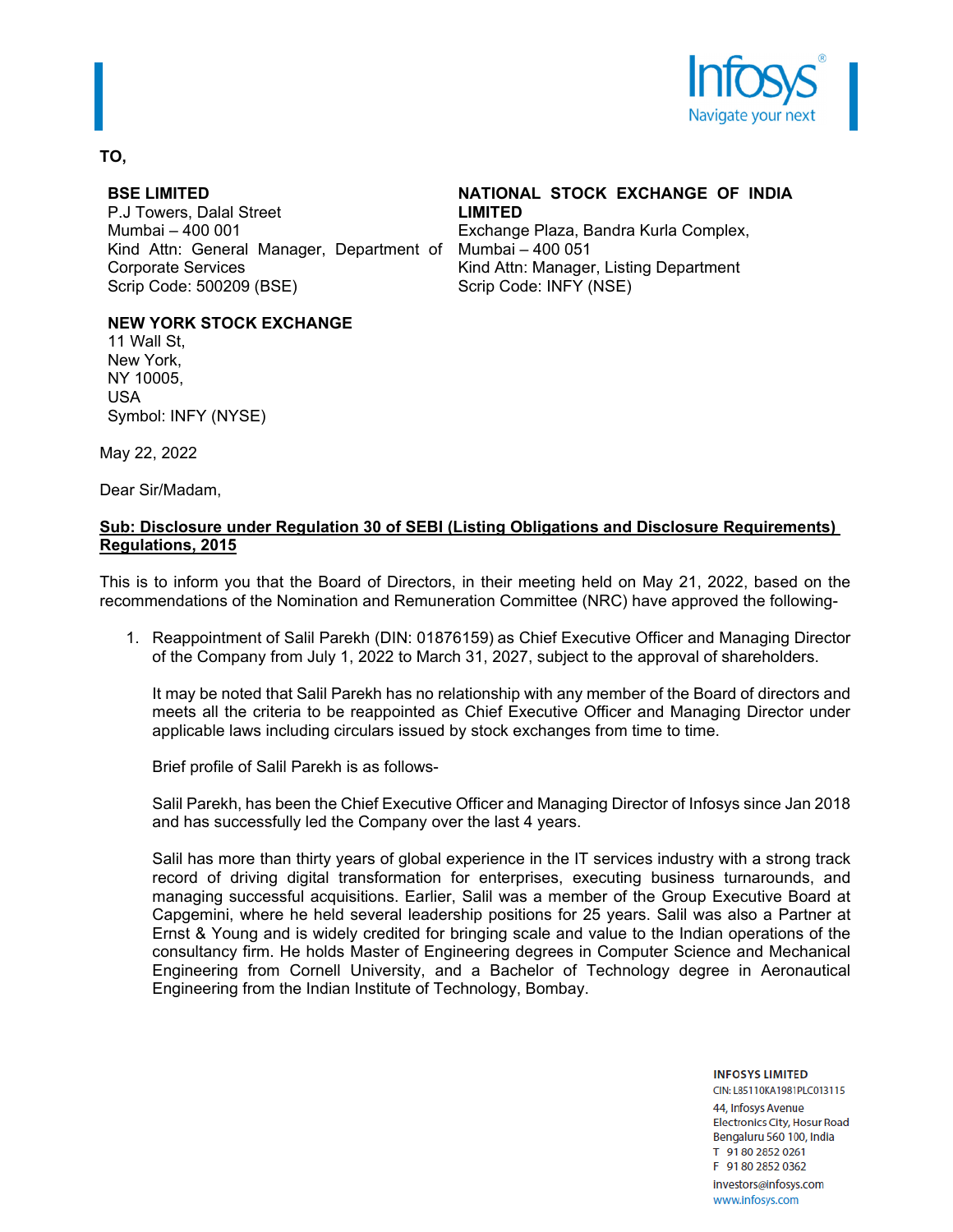TO,

**BSE LIMITED**
P.J Towers, Dalal Street
Mumbai – 400 001
Kind Attn: General Manager, Department of Corporate Services
Scrip Code: 500209 (BSE)

**NATIONAL STOCK EXCHANGE OF INDIA LIMITED**
Exchange Plaza, Bandra Kurla Complex,
Mumbai – 400 051
Kind Attn: Manager, Listing Department
Scrip Code: INFY (NSE)

**NEW YORK STOCK EXCHANGE**
11 Wall St,
New York,
NY 10005,
USA
Symbol: INFY (NYSE)

May 22, 2022

Dear Sir/Madam,

**Sub: Disclosure under Regulation 30 of SEBI (Listing Obligations and Disclosure Requirements) Regulations, 2015**

This is to inform you that the Board of Directors, in their meeting held on May 21, 2022, based on the recommendations of the Nomination and Remuneration Committee (NRC) have approved the following-

1. Reappointment of Salil Parekh (DIN: 01876159) as Chief Executive Officer and Managing Director of the Company from July 1, 2022 to March 31, 2027, subject to the approval of shareholders.

   It may be noted that Salil Parekh has no relationship with any member of the Board of directors and meets all the criteria to be reappointed as Chief Executive Officer and Managing Director under applicable laws including circulars issued by stock exchanges from time to time.

   Brief profile of Salil Parekh is as follows-

   Salil Parekh, has been the Chief Executive Officer and Managing Director of Infosys since Jan 2018 and has successfully led the Company over the last 4 years.

   Salil has more than thirty years of global experience in the IT services industry with a strong track record of driving digital transformation for enterprises, executing business turnarounds, and managing successful acquisitions. Earlier, Salil was a member of the Group Executive Board at Capgemini, where he held several leadership positions for 25 years. Salil was also a Partner at Ernst & Young and is widely credited for bringing scale and value to the Indian operations of the consultancy firm. He holds Master of Engineering degrees in Computer Science and Mechanical Engineering from Cornell University, and a Bachelor of Technology degree in Aeronautical Engineering from the Indian Institute of Technology, Bombay.

**INFOSYS LIMITED**
CIN: L85110KA1981PLC013115
44, Infosys Avenue
Electronics City, Hosur Road
Bengaluru 560 100, India
T 91 80 2852 0261
F 91 80 2852 0362
investors@infosys.com
www.infosys.com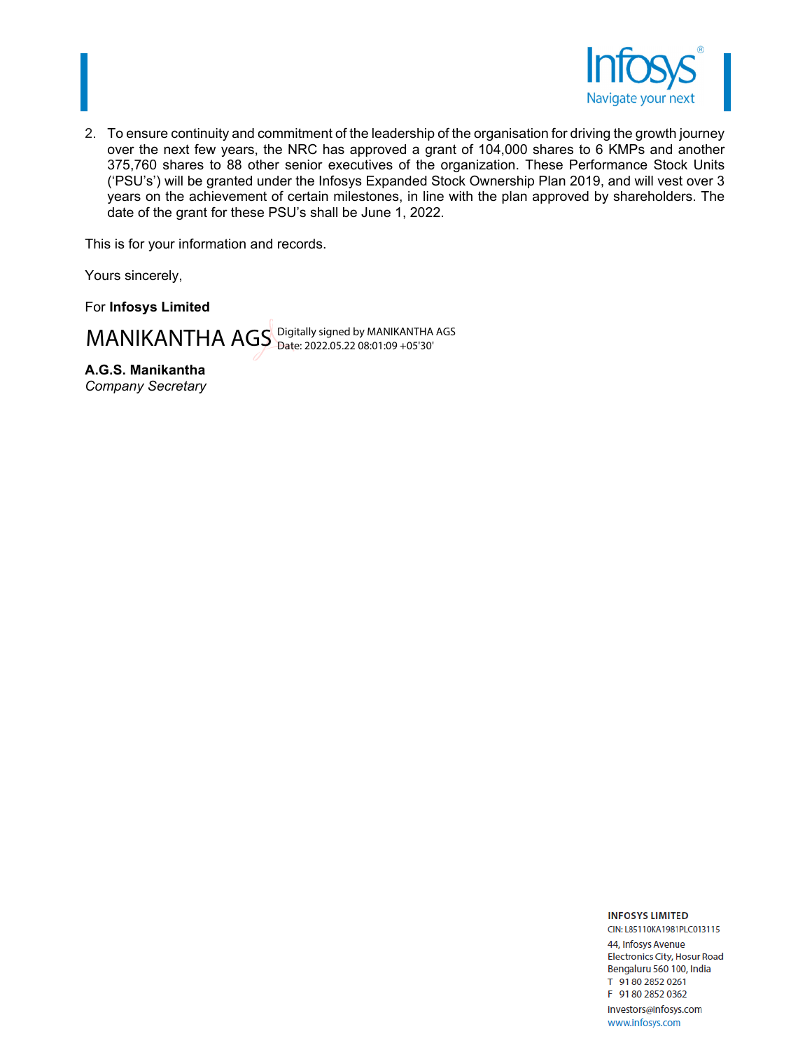2. To ensure continuity and commitment of the leadership of the organisation for driving the growth journey over the next few years, the NRC has approved a grant of 104,000 shares to 6 KMPs and another 375,760 shares to 88 other senior executives of the organization. These Performance Stock Units ('PSU's') will be granted under the Infosys Expanded Stock Ownership Plan 2019, and will vest over 3 years on the achievement of certain milestones, in line with the plan approved by shareholders. The date of the grant for these PSU's shall be June 1, 2022.

This is for your information and records.

Yours sincerely,

For **Infosys Limited**

MANIKANTHA AGS Digitally signed by MANIKANTHA AGS
Date: 2022.05.22 08:01:09 +05'30'

**A.G.S. Manikantha**
*Company Secretary*

**INFOSYS LIMITED**
CIN: L85110KA1981PLC013115
44, Infosys Avenue
Electronics City, Hosur Road
Bengaluru 560 100, India
T 91 80 2852 0261
F 91 80 2852 0362
investors@infosys.com
www.infosys.com